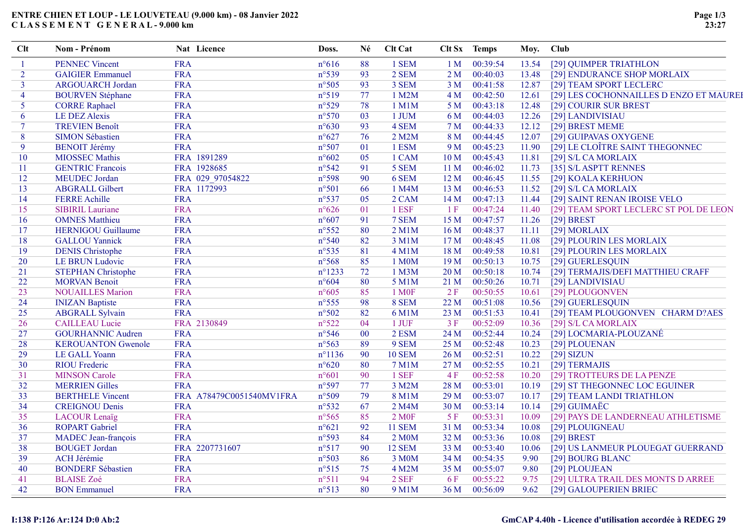# ENTRE CHIEN ET LOUP - LE LOUVETEAU (9.000 km) - 08 Janvier 2022

## C L A S S E M E N T   G E N E R A L - 9.000 km

| Clt | Nom - Prénom | Nat | Licence | Doss. | Né | Clt Cat | Clt Sx | Temps | Moy. | Club |
|---|---|---|---|---|---|---|---|---|---|---|
| 1 | PENNEC Vincent | FRA | | n°616 | 88 | 1 SEM | 1 M | 00:39:54 | 13.54 | [29] QUIMPER TRIATHLON |
| 2 | GAIGIER Emmanuel | FRA | | n°539 | 93 | 2 SEM | 2 M | 00:40:03 | 13.48 | [29] ENDURANCE SHOP MORLAIX |
| 3 | ARGOUARCH Jordan | FRA | | n°505 | 93 | 3 SEM | 3 M | 00:41:58 | 12.87 | [29] TEAM SPORT LECLERC |
| 4 | BOURVEN Stéphane | FRA | | n°519 | 77 | 1 M2M | 4 M | 00:42:50 | 12.61 | [29] LES COCHONNAILLES D ENZO ET MAUREI |
| 5 | CORRE Raphael | FRA | | n°529 | 78 | 1 M1M | 5 M | 00:43:18 | 12.48 | [29] COURIR SUR BREST |
| 6 | LE DEZ Alexis | FRA | | n°570 | 03 | 1 JUM | 6 M | 00:44:03 | 12.26 | [29] LANDIVISIAU |
| 7 | TREVIEN Benoît | FRA | | n°630 | 93 | 4 SEM | 7 M | 00:44:33 | 12.12 | [29] BREST MEME |
| 8 | SIMON Sébastien | FRA | | n°627 | 76 | 2 M2M | 8 M | 00:44:45 | 12.07 | [29] GUIPAVAS OXYGENE |
| 9 | BENOIT Jérémy | FRA | | n°507 | 01 | 1 ESM | 9 M | 00:45:23 | 11.90 | [29] LE CLOÎTRE SAINT THEGONNEC |
| 10 | MIOSSEC Mathis | FRA | 1891289 | n°602 | 05 | 1 CAM | 10 M | 00:45:43 | 11.81 | [29] S/L CA MORLAIX |
| 11 | GENTRIC Francois | FRA | 1928685 | n°542 | 91 | 5 SEM | 11 M | 00:46:02 | 11.73 | [35] S/L ASPTT RENNES |
| 12 | MEUDEC Jordan | FRA | 029_97054822 | n°598 | 90 | 6 SEM | 12 M | 00:46:45 | 11.55 | [29] KOALA KERHUON |
| 13 | ABGRALL Gilbert | FRA | 1172993 | n°501 | 66 | 1 M4M | 13 M | 00:46:53 | 11.52 | [29] S/L CA MORLAIX |
| 14 | FERRE Achille | FRA | | n°537 | 05 | 2 CAM | 14 M | 00:47:13 | 11.44 | [29] SAINT RENAN IROISE VELO |
| 15 | SIBIRIL Lauriane | FRA | | n°626 | 01 | 1 ESF | 1 F | 00:47:24 | 11.40 | [29] TEAM SPORT LECLERC ST POL DE LEON |
| 16 | OMNES Matthieu | FRA | | n°607 | 91 | 7 SEM | 15 M | 00:47:57 | 11.26 | [29] BREST |
| 17 | HERNIGOU Guillaume | FRA | | n°552 | 80 | 2 M1M | 16 M | 00:48:37 | 11.11 | [29] MORLAIX |
| 18 | GALLOU Yannick | FRA | | n°540 | 82 | 3 M1M | 17 M | 00:48:45 | 11.08 | [29] PLOURIN LES MORLAIX |
| 19 | DENIS Christophe | FRA | | n°535 | 81 | 4 M1M | 18 M | 00:49:58 | 10.81 | [29] PLOURIN LES MORLAIX |
| 20 | LE BRUN Ludovic | FRA | | n°568 | 85 | 1 M0M | 19 M | 00:50:13 | 10.75 | [29] GUERLESQUIN |
| 21 | STEPHAN Christophe | FRA | | n°1233 | 72 | 1 M3M | 20 M | 00:50:18 | 10.74 | [29] TERMAJIS/DEFI MATTHIEU CRAFF |
| 22 | MORVAN Benoit | FRA | | n°604 | 80 | 5 M1M | 21 M | 00:50:26 | 10.71 | [29] LANDIVISIAU |
| 23 | NOUAILLES Marion | FRA | | n°605 | 85 | 1 M0F | 2 F | 00:50:55 | 10.61 | [29] PLOUGONVEN |
| 24 | INIZAN Baptiste | FRA | | n°555 | 98 | 8 SEM | 22 M | 00:51:08 | 10.56 | [29] GUERLESQUIN |
| 25 | ABGRALL Sylvain | FRA | | n°502 | 82 | 6 M1M | 23 M | 00:51:53 | 10.41 | [29] TEAM PLOUGONVEN   CHARM D?AES |
| 26 | CAILLEAU Lucie | FRA | 2130849 | n°522 | 04 | 1 JUF | 3 F | 00:52:09 | 10.36 | [29] S/L CA MORLAIX |
| 27 | GOURHANNIC Audren | FRA | | n°546 | 00 | 2 ESM | 24 M | 00:52:44 | 10.24 | [29] LOCMARIA-PLOUZANÉ |
| 28 | KEROUANTON Gwenole | FRA | | n°563 | 89 | 9 SEM | 25 M | 00:52:48 | 10.23 | [29] PLOUENAN |
| 29 | LE GALL Yoann | FRA | | n°1136 | 90 | 10 SEM | 26 M | 00:52:51 | 10.22 | [29] SIZUN |
| 30 | RIOU Frederic | FRA | | n°620 | 80 | 7 M1M | 27 M | 00:52:55 | 10.21 | [29] TERMAJIS |
| 31 | MINSON Carole | FRA | | n°601 | 90 | 1 SEF | 4 F | 00:52:58 | 10.20 | [29] TROTTEURS DE LA PENZE |
| 32 | MERRIEN Gilles | FRA | | n°597 | 77 | 3 M2M | 28 M | 00:53:01 | 10.19 | [29] ST THEGONNEC LOC EGUINER |
| 33 | BERTHELE Vincent | FRA | A78479C0051540MV1FRA | n°509 | 79 | 8 M1M | 29 M | 00:53:07 | 10.17 | [29] TEAM LANDI TRIATHLON |
| 34 | CREIGNOU Denis | FRA | | n°532 | 67 | 2 M4M | 30 M | 00:53:14 | 10.14 | [29] GUIMAËC |
| 35 | LACOUR Lenaïg | FRA | | n°565 | 85 | 2 M0F | 5 F | 00:53:31 | 10.09 | [29] PAYS DE LANDERNEAU ATHLETISME |
| 36 | ROPART Gabriel | FRA | | n°621 | 92 | 11 SEM | 31 M | 00:53:34 | 10.08 | [29] PLOUIGNEAU |
| 37 | MADEC Jean-françois | FRA | | n°593 | 84 | 2 M0M | 32 M | 00:53:36 | 10.08 | [29] BREST |
| 38 | BOUGET Jordan | FRA | 2207731607 | n°517 | 90 | 12 SEM | 33 M | 00:53:40 | 10.06 | [29] US LANMEUR PLOUEGAT GUERRAND |
| 39 | ACH Jérémie | FRA | | n°503 | 86 | 3 M0M | 34 M | 00:54:35 | 9.90 | [29] BOURG BLANC |
| 40 | BONDERF Sébastien | FRA | | n°515 | 75 | 4 M2M | 35 M | 00:55:07 | 9.80 | [29] PLOUJEAN |
| 41 | BLAISE Zoé | FRA | | n°511 | 94 | 2 SEF | 6 F | 00:55:22 | 9.75 | [29] ULTRA TRAIL DES MONTS D ARREE |
| 42 | BON Emmanuel | FRA | | n°513 | 80 | 9 M1M | 36 M | 00:56:09 | 9.62 | [29] GALOUPERIEN BRIEC |

I:138 P:126 Ar:124 D:0 Ab:2

GmCAP 4.40h - Licence d'utilisation accordée à REDEG 29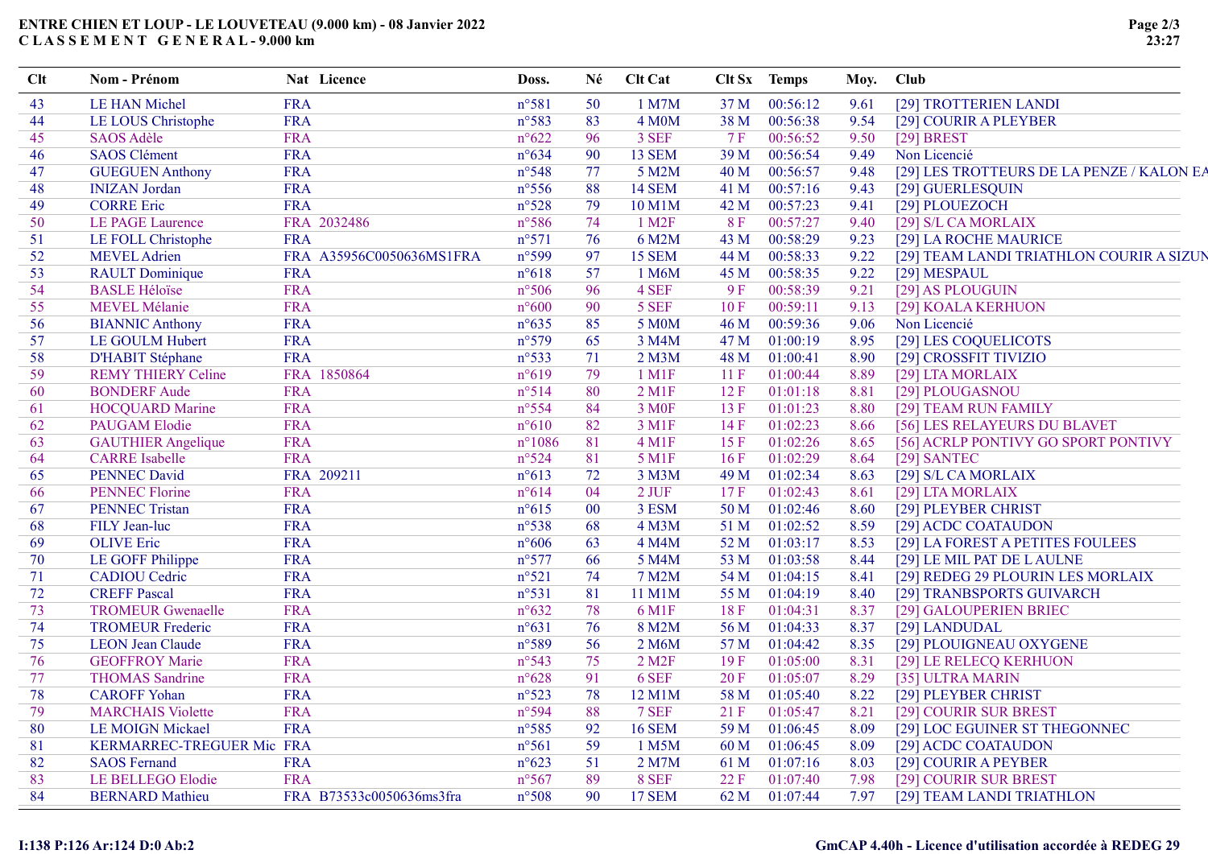# ENTRE CHIEN ET LOUP - LE LOUVETEAU (9.000 km) - 08 Janvier 2022

## C L A S S E M E N T G E N E R A L - 9.000 km

| Clt | Nom - Prénom | Nat | Licence | Doss. | Né | Clt Cat | Clt Sx | Temps | Moy. | Club |
|---|---|---|---|---|---|---|---|---|---|---|
| 43 | LE HAN Michel | FRA | | n°581 | 50 | 1 M7M | 37 M | 00:56:12 | 9.61 | [29] TROTTERIEN LANDI |
| 44 | LE LOUS Christophe | FRA | | n°583 | 83 | 4 M0M | 38 M | 00:56:38 | 9.54 | [29] COURIR A PLEYBER |
| 45 | SAOS Adèle | FRA | | n°622 | 96 | 3 SEF | 7 F | 00:56:52 | 9.50 | [29] BREST |
| 46 | SAOS Clément | FRA | | n°634 | 90 | 13 SEM | 39 M | 00:56:54 | 9.49 | Non Licencié |
| 47 | GUEGUEN Anthony | FRA | | n°548 | 77 | 5 M2M | 40 M | 00:56:57 | 9.48 | [29] LES TROTTEURS DE LA PENZE / KALON EA |
| 48 | INIZAN Jordan | FRA | | n°556 | 88 | 14 SEM | 41 M | 00:57:16 | 9.43 | [29] GUERLESQUIN |
| 49 | CORRE Eric | FRA | | n°528 | 79 | 10 M1M | 42 M | 00:57:23 | 9.41 | [29] PLOUEZOCH |
| 50 | LE PAGE Laurence | FRA | 2032486 | n°586 | 74 | 1 M2F | 8 F | 00:57:27 | 9.40 | [29] S/L CA MORLAIX |
| 51 | LE FOLL Christophe | FRA | | n°571 | 76 | 6 M2M | 43 M | 00:58:29 | 9.23 | [29] LA ROCHE MAURICE |
| 52 | MEVEL Adrien | FRA | A35956C0050636MS1FRA | n°599 | 97 | 15 SEM | 44 M | 00:58:33 | 9.22 | [29] TEAM LANDI TRIATHLON COURIR A SIZUN |
| 53 | RAULT Dominique | FRA | | n°618 | 57 | 1 M6M | 45 M | 00:58:35 | 9.22 | [29] MESPAUL |
| 54 | BASLE Héloïse | FRA | | n°506 | 96 | 4 SEF | 9 F | 00:58:39 | 9.21 | [29] AS PLOUGUIN |
| 55 | MEVEL Mélanie | FRA | | n°600 | 90 | 5 SEF | 10 F | 00:59:11 | 9.13 | [29] KOALA KERHUON |
| 56 | BIANNIC Anthony | FRA | | n°635 | 85 | 5 M0M | 46 M | 00:59:36 | 9.06 | Non Licencié |
| 57 | LE GOULM Hubert | FRA | | n°579 | 65 | 3 M4M | 47 M | 01:00:19 | 8.95 | [29] LES COQUELICOTS |
| 58 | D'HABIT Stéphane | FRA | | n°533 | 71 | 2 M3M | 48 M | 01:00:41 | 8.90 | [29] CROSSFIT TIVIZIO |
| 59 | REMY THIERY Celine | FRA | 1850864 | n°619 | 79 | 1 M1F | 11 F | 01:00:44 | 8.89 | [29] LTA MORLAIX |
| 60 | BONDERF Aude | FRA | | n°514 | 80 | 2 M1F | 12 F | 01:01:18 | 8.81 | [29] PLOUGASNOU |
| 61 | HOCQUARD Marine | FRA | | n°554 | 84 | 3 M0F | 13 F | 01:01:23 | 8.80 | [29] TEAM RUN FAMILY |
| 62 | PAUGAM Elodie | FRA | | n°610 | 82 | 3 M1F | 14 F | 01:02:23 | 8.66 | [56] LES RELAYEURS DU BLAVET |
| 63 | GAUTHIER Angelique | FRA | | n°1086 | 81 | 4 M1F | 15 F | 01:02:26 | 8.65 | [56] ACRLP PONTIVY GO SPORT PONTIVY |
| 64 | CARRE Isabelle | FRA | | n°524 | 81 | 5 M1F | 16 F | 01:02:29 | 8.64 | [29] SANTEC |
| 65 | PENNEC David | FRA | 209211 | n°613 | 72 | 3 M3M | 49 M | 01:02:34 | 8.63 | [29] S/L CA MORLAIX |
| 66 | PENNEC Florine | FRA | | n°614 | 04 | 2 JUF | 17 F | 01:02:43 | 8.61 | [29] LTA MORLAIX |
| 67 | PENNEC Tristan | FRA | | n°615 | 00 | 3 ESM | 50 M | 01:02:46 | 8.60 | [29] PLEYBER CHRIST |
| 68 | FILY Jean-luc | FRA | | n°538 | 68 | 4 M3M | 51 M | 01:02:52 | 8.59 | [29] ACDC COATAUDON |
| 69 | OLIVE Eric | FRA | | n°606 | 63 | 4 M4M | 52 M | 01:03:17 | 8.53 | [29] LA FOREST A PETITES FOULEES |
| 70 | LE GOFF Philippe | FRA | | n°577 | 66 | 5 M4M | 53 M | 01:03:58 | 8.44 | [29] LE MIL PAT DE L AULNE |
| 71 | CADIOU Cedric | FRA | | n°521 | 74 | 7 M2M | 54 M | 01:04:15 | 8.41 | [29] REDEG 29 PLOURIN LES MORLAIX |
| 72 | CREFF Pascal | FRA | | n°531 | 81 | 11 M1M | 55 M | 01:04:19 | 8.40 | [29] TRANBSPORTS GUIVARCH |
| 73 | TROMEUR Gwenaelle | FRA | | n°632 | 78 | 6 M1F | 18 F | 01:04:31 | 8.37 | [29] GALOUPERIEN BRIEC |
| 74 | TROMEUR Frederic | FRA | | n°631 | 76 | 8 M2M | 56 M | 01:04:33 | 8.37 | [29] LANDUDAL |
| 75 | LEON Jean Claude | FRA | | n°589 | 56 | 2 M6M | 57 M | 01:04:42 | 8.35 | [29] PLOUIGNEAU OXYGENE |
| 76 | GEOFFROY Marie | FRA | | n°543 | 75 | 2 M2F | 19 F | 01:05:00 | 8.31 | [29] LE RELECQ KERHUON |
| 77 | THOMAS Sandrine | FRA | | n°628 | 91 | 6 SEF | 20 F | 01:05:07 | 8.29 | [35] ULTRA MARIN |
| 78 | CAROFF Yohan | FRA | | n°523 | 78 | 12 M1M | 58 M | 01:05:40 | 8.22 | [29] PLEYBER CHRIST |
| 79 | MARCHAIS Violette | FRA | | n°594 | 88 | 7 SEF | 21 F | 01:05:47 | 8.21 | [29] COURIR SUR BREST |
| 80 | LE MOIGN Mickael | FRA | | n°585 | 92 | 16 SEM | 59 M | 01:06:45 | 8.09 | [29] LOC EGUINER ST THEGONNEC |
| 81 | KERMARREC-TREGUER Mic | FRA | | n°561 | 59 | 1 M5M | 60 M | 01:06:45 | 8.09 | [29] ACDC COATAUDON |
| 82 | SAOS Fernand | FRA | | n°623 | 51 | 2 M7M | 61 M | 01:07:16 | 8.03 | [29] COURIR A PEYBER |
| 83 | LE BELLEGO Elodie | FRA | | n°567 | 89 | 8 SEF | 22 F | 01:07:40 | 7.98 | [29] COURIR SUR BREST |
| 84 | BERNARD Mathieu | FRA | B73533c0050636ms3fra | n°508 | 90 | 17 SEM | 62 M | 01:07:44 | 7.97 | [29] TEAM LANDI TRIATHLON |

I:138 P:126 Ar:124 D:0 Ab:2

GmCAP 4.40h - Licence d'utilisation accordée à REDEG 29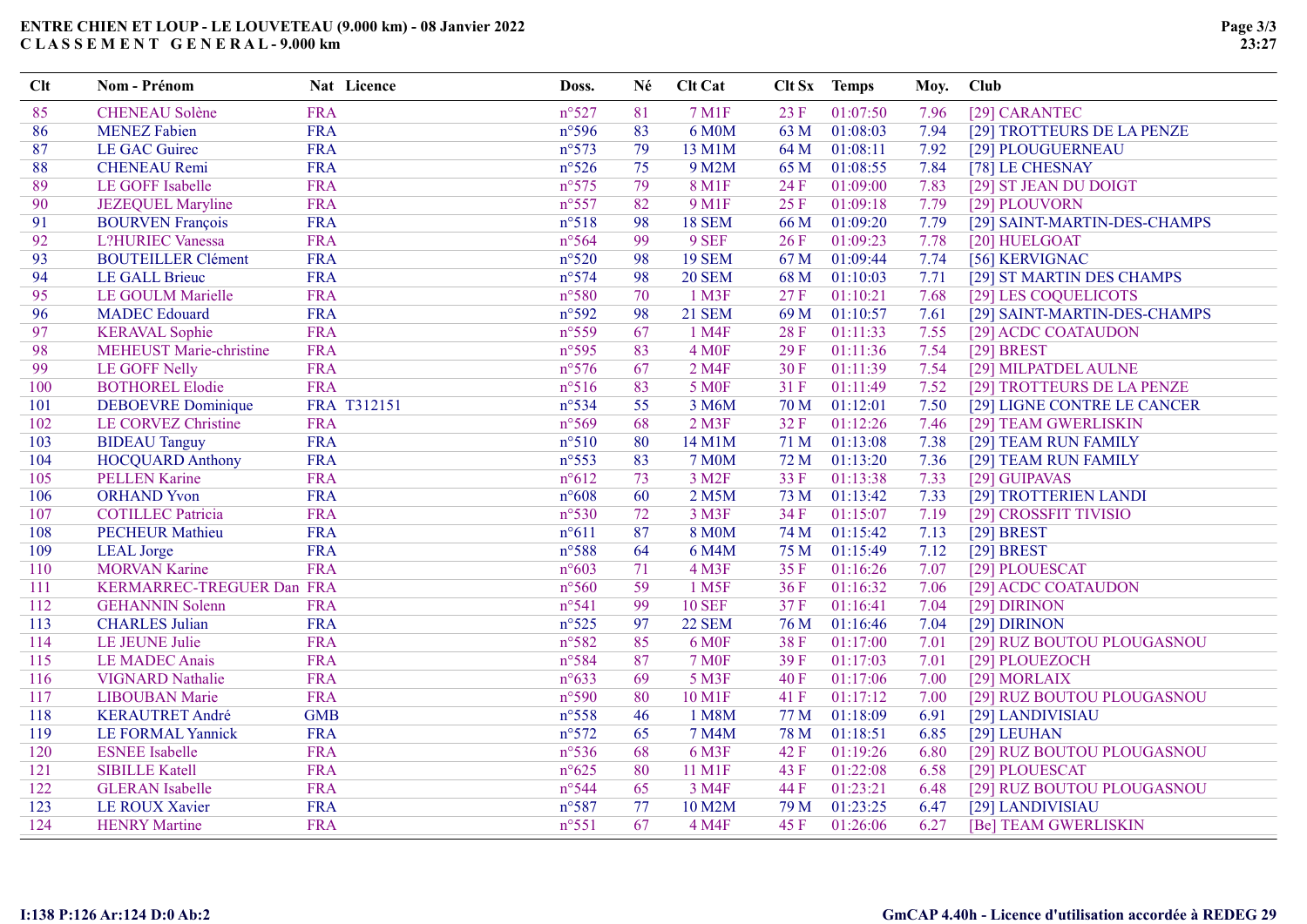# ENTRE CHIEN ET LOUP - LE LOUVETEAU (9.000 km) - 08 Janvier 2022

## C L A S S E M E N T G E N E R A L - 9.000 km

| Clt | Nom - Prénom | Nat | Licence | Doss. | Né | Clt Cat | Clt Sx | Temps | Moy. | Club |
|---|---|---|---|---|---|---|---|---|---|---|
| 85 | CHENEAU Solène | FRA | | n°527 | 81 | 7 M1F | 23 F | 01:07:50 | 7.96 | [29] CARANTEC |
| 86 | MENEZ Fabien | FRA | | n°596 | 83 | 6 M0M | 63 M | 01:08:03 | 7.94 | [29] TROTTEURS DE LA PENZE |
| 87 | LE GAC Guirec | FRA | | n°573 | 79 | 13 M1M | 64 M | 01:08:11 | 7.92 | [29] PLOUGUERNEAU |
| 88 | CHENEAU Remi | FRA | | n°526 | 75 | 9 M2M | 65 M | 01:08:55 | 7.84 | [78] LE CHESNAY |
| 89 | LE GOFF Isabelle | FRA | | n°575 | 79 | 8 M1F | 24 F | 01:09:00 | 7.83 | [29] ST JEAN DU DOIGT |
| 90 | JEZEQUEL Maryline | FRA | | n°557 | 82 | 9 M1F | 25 F | 01:09:18 | 7.79 | [29] PLOUVORN |
| 91 | BOURVEN François | FRA | | n°518 | 98 | 18 SEM | 66 M | 01:09:20 | 7.79 | [29] SAINT-MARTIN-DES-CHAMPS |
| 92 | L?HURIEC Vanessa | FRA | | n°564 | 99 | 9 SEF | 26 F | 01:09:23 | 7.78 | [20] HUELGOAT |
| 93 | BOUTEILLER Clément | FRA | | n°520 | 98 | 19 SEM | 67 M | 01:09:44 | 7.74 | [56] KERVIGNAC |
| 94 | LE GALL Brieuc | FRA | | n°574 | 98 | 20 SEM | 68 M | 01:10:03 | 7.71 | [29] ST MARTIN DES CHAMPS |
| 95 | LE GOULM Marielle | FRA | | n°580 | 70 | 1 M3F | 27 F | 01:10:21 | 7.68 | [29] LES COQUELICOTS |
| 96 | MADEC Edouard | FRA | | n°592 | 98 | 21 SEM | 69 M | 01:10:57 | 7.61 | [29] SAINT-MARTIN-DES-CHAMPS |
| 97 | KERAVAL Sophie | FRA | | n°559 | 67 | 1 M4F | 28 F | 01:11:33 | 7.55 | [29] ACDC COATAUDON |
| 98 | MEHEUST Marie-christine | FRA | | n°595 | 83 | 4 M0F | 29 F | 01:11:36 | 7.54 | [29] BREST |
| 99 | LE GOFF Nelly | FRA | | n°576 | 67 | 2 M4F | 30 F | 01:11:39 | 7.54 | [29] MILPATDEL AULNE |
| 100 | BOTHOREL Elodie | FRA | | n°516 | 83 | 5 M0F | 31 F | 01:11:49 | 7.52 | [29] TROTTEURS DE LA PENZE |
| 101 | DEBOEVRE Dominique | FRA | T312151 | n°534 | 55 | 3 M6M | 70 M | 01:12:01 | 7.50 | [29] LIGNE CONTRE LE CANCER |
| 102 | LE CORVEZ Christine | FRA | | n°569 | 68 | 2 M3F | 32 F | 01:12:26 | 7.46 | [29] TEAM GWERLISKIN |
| 103 | BIDEAU Tanguy | FRA | | n°510 | 80 | 14 M1M | 71 M | 01:13:08 | 7.38 | [29] TEAM RUN FAMILY |
| 104 | HOCQUARD Anthony | FRA | | n°553 | 83 | 7 M0M | 72 M | 01:13:20 | 7.36 | [29] TEAM RUN FAMILY |
| 105 | PELLEN Karine | FRA | | n°612 | 73 | 3 M2F | 33 F | 01:13:38 | 7.33 | [29] GUIPAVAS |
| 106 | ORHAND Yvon | FRA | | n°608 | 60 | 2 M5M | 73 M | 01:13:42 | 7.33 | [29] TROTTERIEN LANDI |
| 107 | COTILLEC Patricia | FRA | | n°530 | 72 | 3 M3F | 34 F | 01:15:07 | 7.19 | [29] CROSSFIT TIVISIO |
| 108 | PECHEUR Mathieu | FRA | | n°611 | 87 | 8 M0M | 74 M | 01:15:42 | 7.13 | [29] BREST |
| 109 | LEAL Jorge | FRA | | n°588 | 64 | 6 M4M | 75 M | 01:15:49 | 7.12 | [29] BREST |
| 110 | MORVAN Karine | FRA | | n°603 | 71 | 4 M3F | 35 F | 01:16:26 | 7.07 | [29] PLOUESCAT |
| 111 | KERMARREC-TREGUER Dan | FRA | | n°560 | 59 | 1 M5F | 36 F | 01:16:32 | 7.06 | [29] ACDC COATAUDON |
| 112 | GEHANNIN Solenn | FRA | | n°541 | 99 | 10 SEF | 37 F | 01:16:41 | 7.04 | [29] DIRINON |
| 113 | CHARLES Julian | FRA | | n°525 | 97 | 22 SEM | 76 M | 01:16:46 | 7.04 | [29] DIRINON |
| 114 | LE JEUNE Julie | FRA | | n°582 | 85 | 6 M0F | 38 F | 01:17:00 | 7.01 | [29] RUZ BOUTOU PLOUGASNOU |
| 115 | LE MADEC Anais | FRA | | n°584 | 87 | 7 M0F | 39 F | 01:17:03 | 7.01 | [29] PLOUEZOCH |
| 116 | VIGNARD Nathalie | FRA | | n°633 | 69 | 5 M3F | 40 F | 01:17:06 | 7.00 | [29] MORLAIX |
| 117 | LIBOUBAN Marie | FRA | | n°590 | 80 | 10 M1F | 41 F | 01:17:12 | 7.00 | [29] RUZ BOUTOU PLOUGASNOU |
| 118 | KERAUTRET André | GMB | | n°558 | 46 | 1 M8M | 77 M | 01:18:09 | 6.91 | [29] LANDIVISIAU |
| 119 | LE FORMAL Yannick | FRA | | n°572 | 65 | 7 M4M | 78 M | 01:18:51 | 6.85 | [29] LEUHAN |
| 120 | ESNEE Isabelle | FRA | | n°536 | 68 | 6 M3F | 42 F | 01:19:26 | 6.80 | [29] RUZ BOUTOU PLOUGASNOU |
| 121 | SIBILLE Katell | FRA | | n°625 | 80 | 11 M1F | 43 F | 01:22:08 | 6.58 | [29] PLOUESCAT |
| 122 | GLERAN Isabelle | FRA | | n°544 | 65 | 3 M4F | 44 F | 01:23:21 | 6.48 | [29] RUZ BOUTOU PLOUGASNOU |
| 123 | LE ROUX Xavier | FRA | | n°587 | 77 | 10 M2M | 79 M | 01:23:25 | 6.47 | [29] LANDIVISIAU |
| 124 | HENRY Martine | FRA | | n°551 | 67 | 4 M4F | 45 F | 01:26:06 | 6.27 | [Be] TEAM GWERLISKIN |

I:138 P:126 Ar:124 D:0 Ab:2

GmCAP 4.40h - Licence d'utilisation accordée à REDEG 29